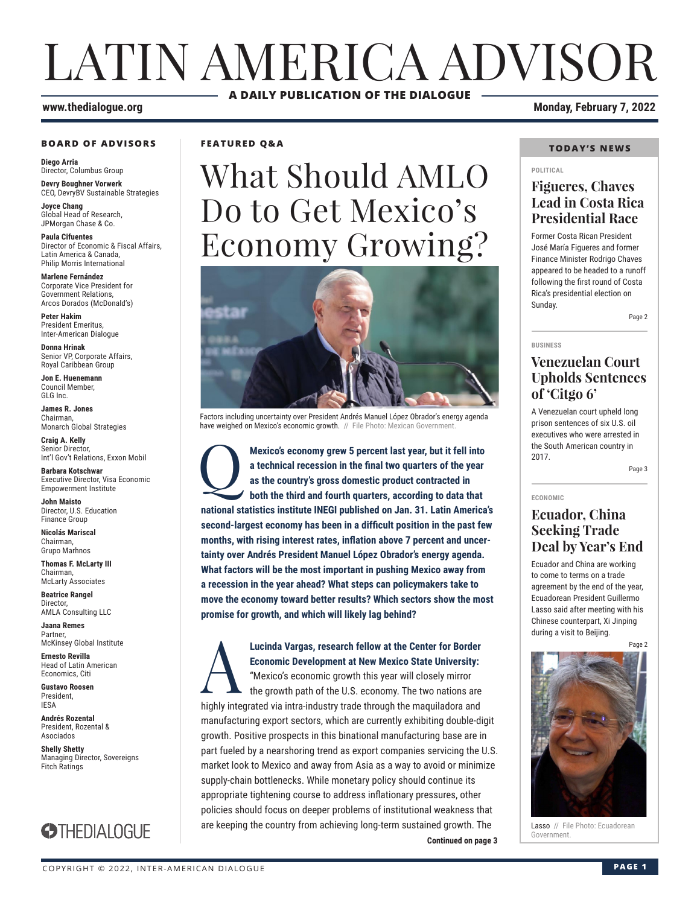# LATIN AMERICA ADVISOR

**A DAILY PUBLICATION OF THE DIALOGUE**

**www.thedialogue.org** **Monday, February 7, 2022**

**FEATURED Q&A**

# What Should AMLO Do to Get Mexico's Economy Growing?

Factors including uncertainty over President Andrés Manuel López Obrador's energy agenda have weighed on Mexico's economic growth. // File Photo: Mexican Government.

**Q** **Mexico's economy grew 5 percent last year, but it fell into a technical recession in the final two quarters of the year as the country's gross domestic product contracted in both the third and fourth quarters, according to data that national statistics institute INEGI published on Jan. 31. Latin America's second-largest economy has been in a difficult position in the past few months, with rising interest rates, inflation above 7 percent and uncertainty over Andrés President Manuel López Obrador's energy agenda. What factors will be the most important in pushing Mexico away from a recession in the year ahead? What steps can policymakers take to move the economy toward better results? Which sectors show the most promise for growth, and which will likely lag behind?**

**A** **Lucinda Vargas, research fellow at the Center for Border Economic Development at New Mexico State University:** "Mexico's economic growth this year will closely mirror the growth path of the U.S. economy. The two nations are highly integrated via intra-industry trade through the maquiladora and manufacturing export sectors, which are currently exhibiting double-digit growth. Positive prospects in this binational manufacturing base are in part fueled by a nearshoring trend as export companies servicing the U.S. market look to Mexico and away from Asia as a way to avoid or minimize supply-chain bottlenecks. While monetary policy should continue its appropriate tightening course to address inflationary pressures, other policies should focus on deeper problems of institutional weakness that are keeping the country from achieving long-term sustained growth. The

**Continued on page 3**

---

**TODAY'S NEWS**

POLITICAL

### Figueres, Chaves Lead in Costa Rica Presidential Race

Former Costa Rican President José María Figueres and former Finance Minister Rodrigo Chaves appeared to be headed to a runoff following the first round of Costa Rica's presidential election on Sunday.

Page 2

BUSINESS

### Venezuelan Court Upholds Sentences of 'Citgo 6'

A Venezuelan court upheld long prison sentences of six U.S. oil executives who were arrested in the South American country in 2017.

Page 3

ECONOMIC

### Ecuador, China Seeking Trade Deal by Year's End

Ecuador and China are working to come to terms on a trade agreement by the end of the year, Ecuadorean President Guillermo Lasso said after meeting with his Chinese counterpart, Xi Jinping during a visit to Beijing.

Page 2

Lasso // File Photo: Ecuadorean Government.

---

**BOARD OF ADVISORS**

**Diego Arria**
Director, Columbus Group

**Devry Boughner Vorwerk**
CEO, DevryBV Sustainable Strategies

**Joyce Chang**
Global Head of Research, JPMorgan Chase & Co.

**Paula Cifuentes**
Director of Economic & Fiscal Affairs, Latin America & Canada, Philip Morris International

**Marlene Fernández**
Corporate Vice President for Government Relations, Arcos Dorados (McDonald's)

**Peter Hakim**
President Emeritus, Inter-American Dialogue

**Donna Hrinak**
Senior VP, Corporate Affairs, Royal Caribbean Group

**Jon E. Huenemann**
Council Member, GLG Inc.

**James R. Jones**
Chairman, Monarch Global Strategies

**Craig A. Kelly**
Senior Director, Int'l Gov't Relations, Exxon Mobil

**Barbara Kotschwar**
Executive Director, Visa Economic Empowerment Institute

**John Maisto**
Director, U.S. Education Finance Group

**Nicolás Mariscal**
Chairman, Grupo Marhnos

**Thomas F. McLarty III**
Chairman, McLarty Associates

**Beatrice Rangel**
Director, AMLA Consulting LLC

**Jaana Remes**
Partner, McKinsey Global Institute

**Ernesto Revilla**
Head of Latin American Economics, Citi

**Gustavo Roosen**
President, IESA

**Andrés Rozental**
President, Rozental & Asociados

**Shelly Shetty**
Managing Director, Sovereigns Fitch Ratings

THEDIALOGUE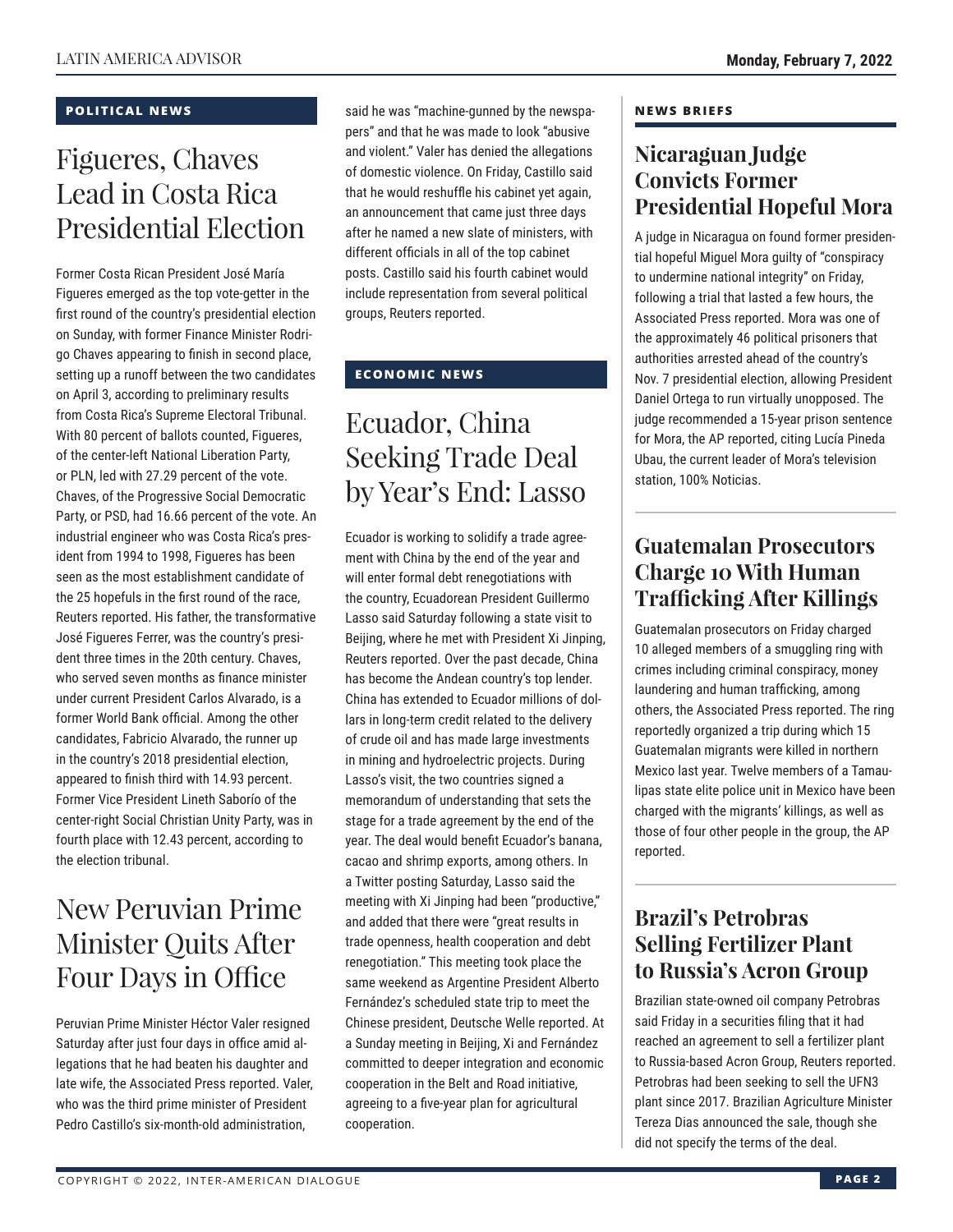## POLITICAL NEWS

# Figueres, Chaves Lead in Costa Rica Presidential Election

Former Costa Rican President José María Figueres emerged as the top vote-getter in the first round of the country's presidential election on Sunday, with former Finance Minister Rodrigo Chaves appearing to finish in second place, setting up a runoff between the two candidates on April 3, according to preliminary results from Costa Rica's Supreme Electoral Tribunal. With 80 percent of ballots counted, Figueres, of the center-left National Liberation Party, or PLN, led with 27.29 percent of the vote. Chaves, of the Progressive Social Democratic Party, or PSD, had 16.66 percent of the vote. An industrial engineer who was Costa Rica's president from 1994 to 1998, Figueres has been seen as the most establishment candidate of the 25 hopefuls in the first round of the race, Reuters reported. His father, the transformative José Figueres Ferrer, was the country's president three times in the 20th century. Chaves, who served seven months as finance minister under current President Carlos Alvarado, is a former World Bank official. Among the other candidates, Fabricio Alvarado, the runner up in the country's 2018 presidential election, appeared to finish third with 14.93 percent. Former Vice President Lineth Saborío of the center-right Social Christian Unity Party, was in fourth place with 12.43 percent, according to the election tribunal.

# New Peruvian Prime Minister Quits After Four Days in Office

Peruvian Prime Minister Héctor Valer resigned Saturday after just four days in office amid allegations that he had beaten his daughter and late wife, the Associated Press reported. Valer, who was the third prime minister of President Pedro Castillo's six-month-old administration, said he was "machine-gunned by the newspapers" and that he was made to look "abusive and violent." Valer has denied the allegations of domestic violence. On Friday, Castillo said that he would reshuffle his cabinet yet again, an announcement that came just three days after he named a new slate of ministers, with different officials in all of the top cabinet posts. Castillo said his fourth cabinet would include representation from several political groups, Reuters reported.

## ECONOMIC NEWS

# Ecuador, China Seeking Trade Deal by Year's End: Lasso

Ecuador is working to solidify a trade agreement with China by the end of the year and will enter formal debt renegotiations with the country, Ecuadorean President Guillermo Lasso said Saturday following a state visit to Beijing, where he met with President Xi Jinping, Reuters reported. Over the past decade, China has become the Andean country's top lender. China has extended to Ecuador millions of dollars in long-term credit related to the delivery of crude oil and has made large investments in mining and hydroelectric projects. During Lasso's visit, the two countries signed a memorandum of understanding that sets the stage for a trade agreement by the end of the year. The deal would benefit Ecuador's banana, cacao and shrimp exports, among others. In a Twitter posting Saturday, Lasso said the meeting with Xi Jinping had been "productive," and added that there were "great results in trade openness, health cooperation and debt renegotiation." This meeting took place the same weekend as Argentine President Alberto Fernández's scheduled state trip to meet the Chinese president, Deutsche Welle reported. At a Sunday meeting in Beijing, Xi and Fernández committed to deeper integration and economic cooperation in the Belt and Road initiative, agreeing to a five-year plan for agricultural cooperation.

## NEWS BRIEFS

### Nicaraguan Judge Convicts Former Presidential Hopeful Mora

A judge in Nicaragua on found former presidential hopeful Miguel Mora guilty of "conspiracy to undermine national integrity" on Friday, following a trial that lasted a few hours, the Associated Press reported. Mora was one of the approximately 46 political prisoners that authorities arrested ahead of the country's Nov. 7 presidential election, allowing President Daniel Ortega to run virtually unopposed. The judge recommended a 15-year prison sentence for Mora, the AP reported, citing Lucía Pineda Ubau, the current leader of Mora's television station, 100% Noticias.

### Guatemalan Prosecutors Charge 10 With Human Trafficking After Killings

Guatemalan prosecutors on Friday charged 10 alleged members of a smuggling ring with crimes including criminal conspiracy, money laundering and human trafficking, among others, the Associated Press reported. The ring reportedly organized a trip during which 15 Guatemalan migrants were killed in northern Mexico last year. Twelve members of a Tamaulipas state elite police unit in Mexico have been charged with the migrants' killings, as well as those of four other people in the group, the AP reported.

### Brazil's Petrobras Selling Fertilizer Plant to Russia's Acron Group

Brazilian state-owned oil company Petrobras said Friday in a securities filing that it had reached an agreement to sell a fertilizer plant to Russia-based Acron Group, Reuters reported. Petrobras had been seeking to sell the UFN3 plant since 2017. Brazilian Agriculture Minister Tereza Dias announced the sale, though she did not specify the terms of the deal.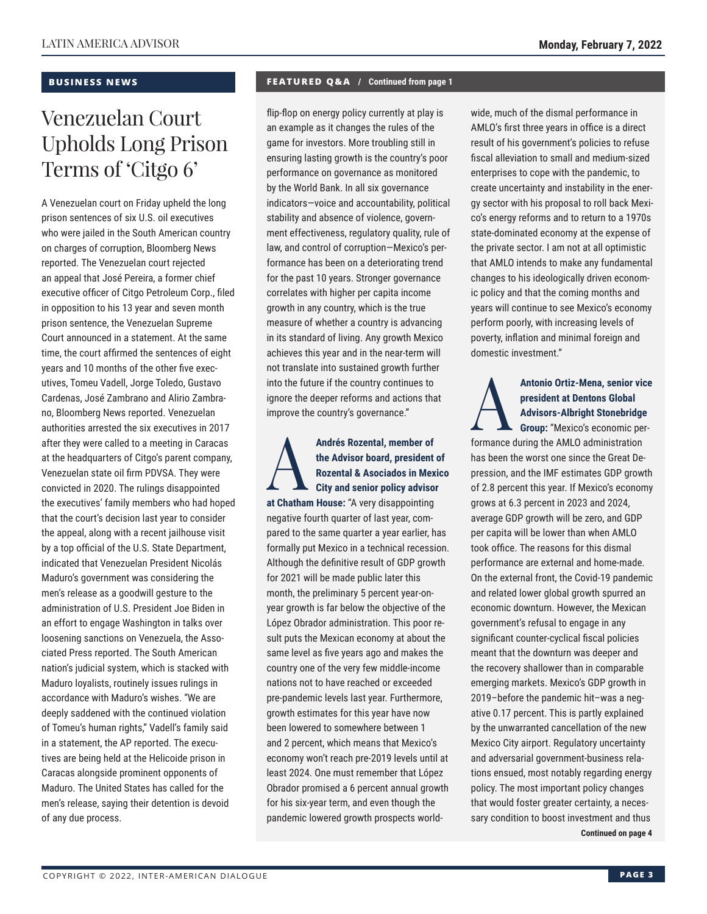## BUSINESS NEWS

# Venezuelan Court Upholds Long Prison Terms of 'Citgo 6'

A Venezuelan court on Friday upheld the long prison sentences of six U.S. oil executives who were jailed in the South American country on charges of corruption, Bloomberg News reported. The Venezuelan court rejected an appeal that José Pereira, a former chief executive officer of Citgo Petroleum Corp., filed in opposition to his 13 year and seven month prison sentence, the Venezuelan Supreme Court announced in a statement. At the same time, the court affirmed the sentences of eight years and 10 months of the other five executives, Tomeu Vadell, Jorge Toledo, Gustavo Cardenas, José Zambrano and Alirio Zambrano, Bloomberg News reported. Venezuelan authorities arrested the six executives in 2017 after they were called to a meeting in Caracas at the headquarters of Citgo's parent company, Venezuelan state oil firm PDVSA. They were convicted in 2020. The rulings disappointed the executives' family members who had hoped that the court's decision last year to consider the appeal, along with a recent jailhouse visit by a top official of the U.S. State Department, indicated that Venezuelan President Nicolás Maduro's government was considering the men's release as a goodwill gesture to the administration of U.S. President Joe Biden in an effort to engage Washington in talks over loosening sanctions on Venezuela, the Associated Press reported. The South American nation's judicial system, which is stacked with Maduro loyalists, routinely issues rulings in accordance with Maduro's wishes. "We are deeply saddened with the continued violation of Tomeu's human rights," Vadell's family said in a statement, the AP reported. The executives are being held at the Helicoide prison in Caracas alongside prominent opponents of Maduro. The United States has called for the men's release, saying their detention is devoid of any due process.

## FEATURED Q&A / Continued from page 1

flip-flop on energy policy currently at play is an example as it changes the rules of the game for investors. More troubling still in ensuring lasting growth is the country's poor performance on governance as monitored by the World Bank. In all six governance indicators—voice and accountability, political stability and absence of violence, government effectiveness, regulatory quality, rule of law, and control of corruption—Mexico's performance has been on a deteriorating trend for the past 10 years. Stronger governance correlates with higher per capita income growth in any country, which is the true measure of whether a country is advancing in its standard of living. Any growth Mexico achieves this year and in the near-term will not translate into sustained growth further into the future if the country continues to ignore the deeper reforms and actions that improve the country's governance."

**A** **Andrés Rozental, member of the Advisor board, president of Rozental & Asociados in Mexico City and senior policy advisor at Chatham House:** "A very disappointing negative fourth quarter of last year, compared to the same quarter a year earlier, has formally put Mexico in a technical recession. Although the definitive result of GDP growth for 2021 will be made public later this month, the preliminary 5 percent year-on-year growth is far below the objective of the López Obrador administration. This poor result puts the Mexican economy at about the same level as five years ago and makes the country one of the very few middle-income nations not to have reached or exceeded pre-pandemic levels last year. Furthermore, growth estimates for this year have now been lowered to somewhere between 1 and 2 percent, which means that Mexico's economy won't reach pre-2019 levels until at least 2024. One must remember that López Obrador promised a 6 percent annual growth for his six-year term, and even though the pandemic lowered growth prospects worldwide, much of the dismal performance in AMLO's first three years in office is a direct result of his government's policies to refuse fiscal alleviation to small and medium-sized enterprises to cope with the pandemic, to create uncertainty and instability in the energy sector with his proposal to roll back Mexico's energy reforms and to return to a 1970s state-dominated economy at the expense of the private sector. I am not at all optimistic that AMLO intends to make any fundamental changes to his ideologically driven economic policy and that the coming months and years will continue to see Mexico's economy perform poorly, with increasing levels of poverty, inflation and minimal foreign and domestic investment."

**A** **Antonio Ortiz-Mena, senior vice president at Dentons Global Advisors-Albright Stonebridge Group:** "Mexico's economic performance during the AMLO administration has been the worst one since the Great Depression, and the IMF estimates GDP growth of 2.8 percent this year. If Mexico's economy grows at 6.3 percent in 2023 and 2024, average GDP growth will be zero, and GDP per capita will be lower than when AMLO took office. The reasons for this dismal performance are external and home-made. On the external front, the Covid-19 pandemic and related lower global growth spurred an economic downturn. However, the Mexican government's refusal to engage in any significant counter-cyclical fiscal policies meant that the downturn was deeper and the recovery shallower than in comparable emerging markets. Mexico's GDP growth in 2019–before the pandemic hit–was a negative 0.17 percent. This is partly explained by the unwarranted cancellation of the new Mexico City airport. Regulatory uncertainty and adversarial government-business relations ensued, most notably regarding energy policy. The most important policy changes that would foster greater certainty, a necessary condition to boost investment and thus

**Continued on page 4**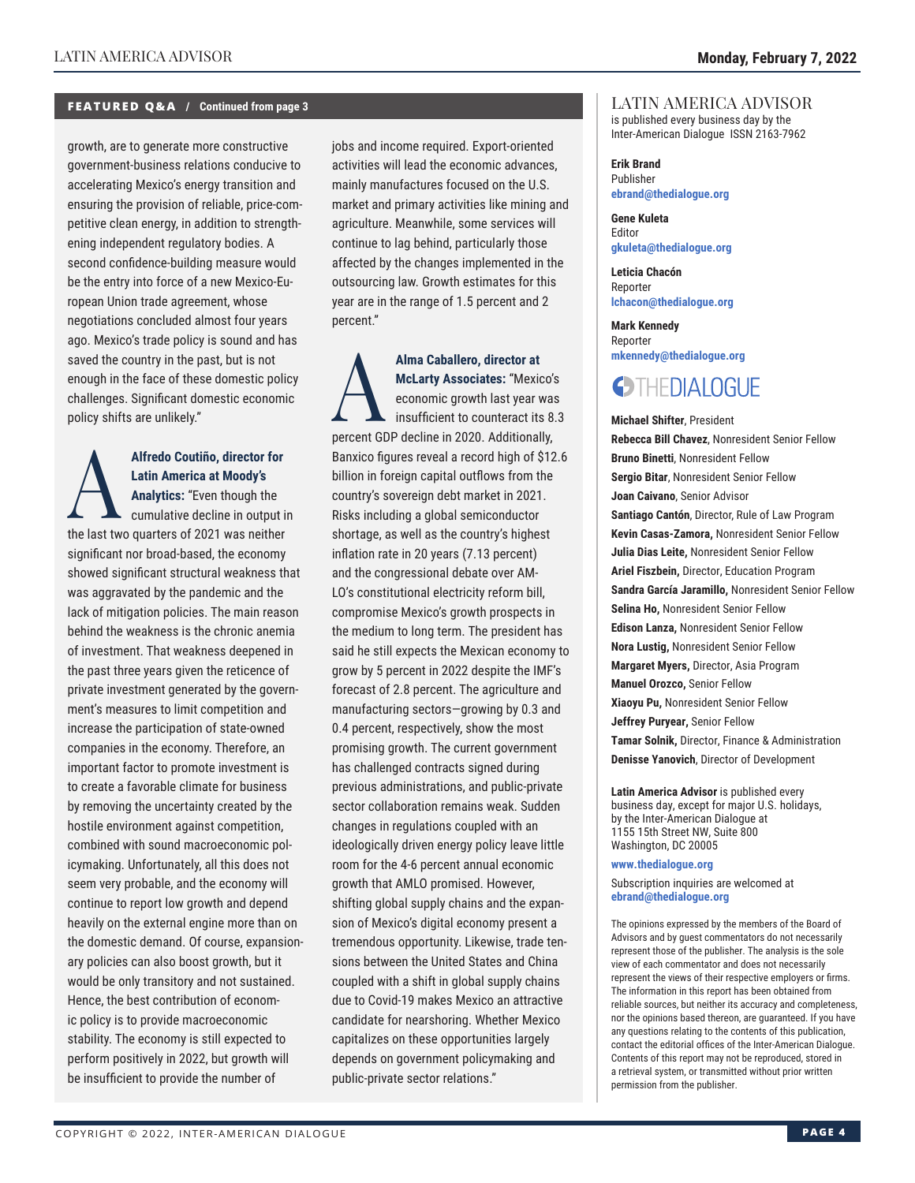**FEATURED Q&A / Continued from page 3**

growth, are to generate more constructive government-business relations conducive to accelerating Mexico's energy transition and ensuring the provision of reliable, price-competitive clean energy, in addition to strengthening independent regulatory bodies. A second confidence-building measure would be the entry into force of a new Mexico-European Union trade agreement, whose negotiations concluded almost four years ago. Mexico's trade policy is sound and has saved the country in the past, but is not enough in the face of these domestic policy challenges. Significant domestic economic policy shifts are unlikely."

**A** **Alfredo Coutiño, director for Latin America at Moody's Analytics:** "Even though the cumulative decline in output in the last two quarters of 2021 was neither significant nor broad-based, the economy showed significant structural weakness that was aggravated by the pandemic and the lack of mitigation policies. The main reason behind the weakness is the chronic anemia of investment. That weakness deepened in the past three years given the reticence of private investment generated by the government's measures to limit competition and increase the participation of state-owned companies in the economy. Therefore, an important factor to promote investment is to create a favorable climate for business by removing the uncertainty created by the hostile environment against competition, combined with sound macroeconomic policymaking. Unfortunately, all this does not seem very probable, and the economy will continue to report low growth and depend heavily on the external engine more than on the domestic demand. Of course, expansionary policies can also boost growth, but it would be only transitory and not sustained. Hence, the best contribution of economic policy is to provide macroeconomic stability. The economy is still expected to perform positively in 2022, but growth will be insufficient to provide the number of jobs and income required. Export-oriented activities will lead the economic advances, mainly manufactures focused on the U.S. market and primary activities like mining and agriculture. Meanwhile, some services will continue to lag behind, particularly those affected by the changes implemented in the outsourcing law. Growth estimates for this year are in the range of 1.5 percent and 2 percent."

**A** **Alma Caballero, director at McLarty Associates:** "Mexico's economic growth last year was insufficient to counteract its 8.3 percent GDP decline in 2020. Additionally, Banxico figures reveal a record high of $12.6 billion in foreign capital outflows from the country's sovereign debt market in 2021. Risks including a global semiconductor shortage, as well as the country's highest inflation rate in 20 years (7.13 percent) and the congressional debate over AMLO's constitutional electricity reform bill, compromise Mexico's growth prospects in the medium to long term. The president has said he still expects the Mexican economy to grow by 5 percent in 2022 despite the IMF's forecast of 2.8 percent. The agriculture and manufacturing sectors—growing by 0.3 and 0.4 percent, respectively, show the most promising growth. The current government has challenged contracts signed during previous administrations, and public-private sector collaboration remains weak. Sudden changes in regulations coupled with an ideologically driven energy policy leave little room for the 4-6 percent annual economic growth that AMLO promised. However, shifting global supply chains and the expansion of Mexico's digital economy present a tremendous opportunity. Likewise, trade tensions between the United States and China coupled with a shift in global supply chains due to Covid-19 makes Mexico an attractive candidate for nearshoring. Whether Mexico capitalizes on these opportunities largely depends on government policymaking and public-private sector relations."

---

LATIN AMERICA ADVISOR
is published every business day by the Inter-American Dialogue ISSN 2163-7962

**Erik Brand**
Publisher
ebrand@thedialogue.org

**Gene Kuleta**
Editor
gkuleta@thedialogue.org

**Leticia Chacón**
Reporter
lchacon@thedialogue.org

**Mark Kennedy**
Reporter
mkennedy@thedialogue.org

THEDIALOGUE

**Michael Shifter**, President
**Rebecca Bill Chavez**, Nonresident Senior Fellow
**Bruno Binetti**, Nonresident Fellow
**Sergio Bitar**, Nonresident Senior Fellow
**Joan Caivano**, Senior Advisor
**Santiago Cantón**, Director, Rule of Law Program
**Kevin Casas-Zamora,** Nonresident Senior Fellow
**Julia Dias Leite,** Nonresident Senior Fellow
**Ariel Fiszbein,** Director, Education Program
**Sandra García Jaramillo,** Nonresident Senior Fellow
**Selina Ho,** Nonresident Senior Fellow
**Edison Lanza,** Nonresident Senior Fellow
**Nora Lustig,** Nonresident Senior Fellow
**Margaret Myers,** Director, Asia Program
**Manuel Orozco,** Senior Fellow
**Xiaoyu Pu,** Nonresident Senior Fellow
**Jeffrey Puryear,** Senior Fellow
**Tamar Solnik,** Director, Finance & Administration
**Denisse Yanovich**, Director of Development

**Latin America Advisor** is published every business day, except for major U.S. holidays, by the Inter-American Dialogue at
1155 15th Street NW, Suite 800
Washington, DC 20005

www.thedialogue.org

Subscription inquiries are welcomed at
ebrand@thedialogue.org

The opinions expressed by the members of the Board of Advisors and by guest commentators do not necessarily represent those of the publisher. The analysis is the sole view of each commentator and does not necessarily represent the views of their respective employers or firms. The information in this report has been obtained from reliable sources, but neither its accuracy and completeness, nor the opinions based thereon, are guaranteed. If you have any questions relating to the contents of this publication, contact the editorial offices of the Inter-American Dialogue. Contents of this report may not be reproduced, stored in a retrieval system, or transmitted without prior written permission from the publisher.